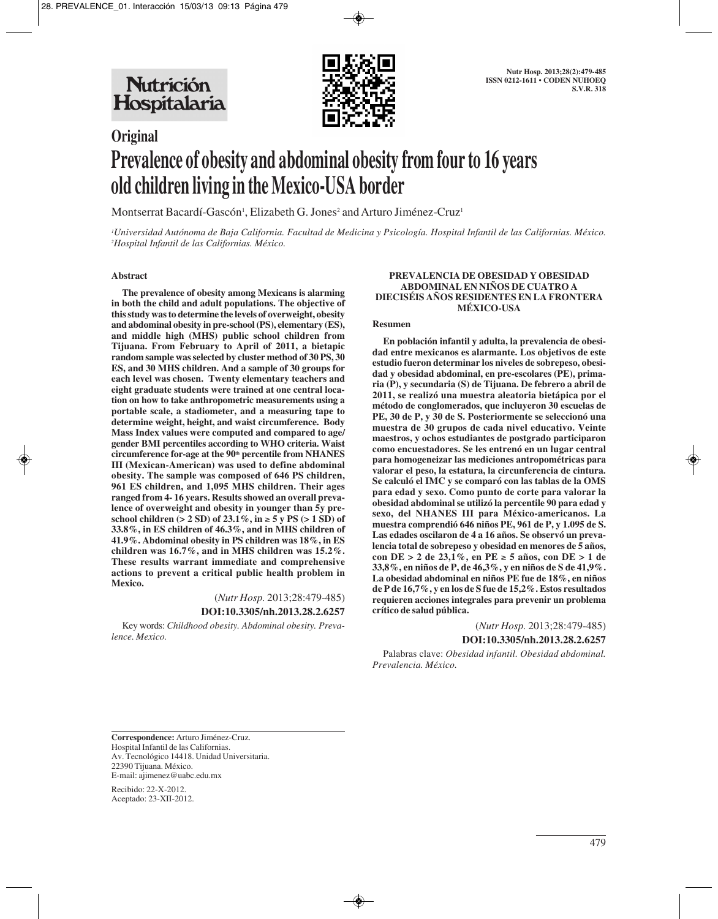# Original

# Prevalence of obesity and abdominal obesity from four to 16 years old children living in the Mexico-USA border

Montserrat Bacardí-Gascón[1], Elizabeth G. Jones[2] and Arturo Jiménez-Cruz[1]

[1]*Universidad Autónoma de Baja California. Facultad de Medicina y Psicología. Hospital Infantil de las Californias. México.* [2]*Hospital Infantil de las Californias. México.*

## Abstract

**The prevalence of obesity among Mexicans is alarming in both the child and adult populations. The objective of this study was to determine the levels of overweight, obesity and abdominal obesity in pre-school (PS), elementary (ES), and middle high (MHS) public school children from Tijuana. From February to April of 2011, a bietapic random sample was selected by cluster method of 30 PS, 30 ES, and 30 MHS children. And a sample of 30 groups for each level was chosen. Twenty elementary teachers and eight graduate students were trained at one central location on how to take anthropometric measurements using a portable scale, a stadiometer, and a measuring tape to determine weight, height, and waist circumference. Body Mass Index values were computed and compared to age/gender BMI percentiles according to WHO criteria. Waist circumference for-age at the 90th percentile from NHANES III (Mexican-American) was used to define abdominal obesity. The sample was composed of 646 PS children, 961 ES children, and 1,095 MHS children. Their ages ranged from 4- 16 years. Results showed an overall prevalence of overweight and obesity in younger than 5y preschool children (> 2 SD) of 23.1%, in ≥ 5 y PS (> 1 SD) of 33.8%, in ES children of 46.3%, and in MHS children of 41.9%. Abdominal obesity in PS children was 18%, in ES children was 16.7%, and in MHS children was 15.2%. These results warrant immediate and comprehensive actions to prevent a critical public health problem in Mexico.**

(*Nutr Hosp.* 2013;28:479-485)

**DOI:10.3305/nh.2013.28.2.6257**

Key words: *Childhood obesity. Abdominal obesity. Prevalence. Mexico.*

## PREVALENCIA DE OBESIDAD Y OBESIDAD ABDOMINAL EN NIÑOS DE CUATRO A DIECISÉIS AÑOS RESIDENTES EN LA FRONTERA MÉXICO-USA

### Resumen

**En población infantil y adulta, la prevalencia de obesidad entre mexicanos es alarmante. Los objetivos de este estudio fueron determinar los niveles de sobrepeso, obesidad y obesidad abdominal, en pre-escolares (PE), primaria (P), y secundaria (S) de Tijuana. De febrero a abril de 2011, se realizó una muestra aleatoria bietápica por el método de conglomerados, que incluyeron 30 escuelas de PE, 30 de P, y 30 de S. Posteriormente se seleccionó una muestra de 30 grupos de cada nivel educativo. Veinte maestros, y ochos estudiantes de postgrado participaron como encuestadores. Se les entrenó en un lugar central para homogeneizar las mediciones antropométricas para valorar el peso, la estatura, la circunferencia de cintura. Se calculó el IMC y se comparó con las tablas de la OMS para edad y sexo. Como punto de corte para valorar la obesidad abdominal se utilizó la percentile 90 para edad y sexo, del NHANES III para México-americanos. La muestra comprendió 646 niños PE, 961 de P, y 1.095 de S. Las edades oscilaron de 4 a 16 años. Se observó una prevalencia total de sobrepeso y obesidad en menores de 5 años, con DE > 2 de 23,1%, en PE ≥ 5 años, con DE > 1 de 33,8%, en niños de P, de 46,3%, y en niños de S de 41,9%. La obesidad abdominal en niños PE fue de 18%, en niños de P de 16,7%, y en los de S fue de 15,2%. Estos resultados requieren acciones integrales para prevenir un problema crítico de salud pública.**

(*Nutr Hosp.* 2013;28:479-485)

**DOI:10.3305/nh.2013.28.2.6257**

Palabras clave: *Obesidad infantil. Obesidad abdominal. Prevalencia. México.*

---

**Correspondence:** Arturo Jiménez-Cruz.
Hospital Infantil de las Californias.
Av. Tecnológico 14418. Unidad Universitaria.
22390 Tijuana. México.
E-mail: ajimenez@uabc.edu.mx

Recibido: 22-X-2012.
Aceptado: 23-XII-2012.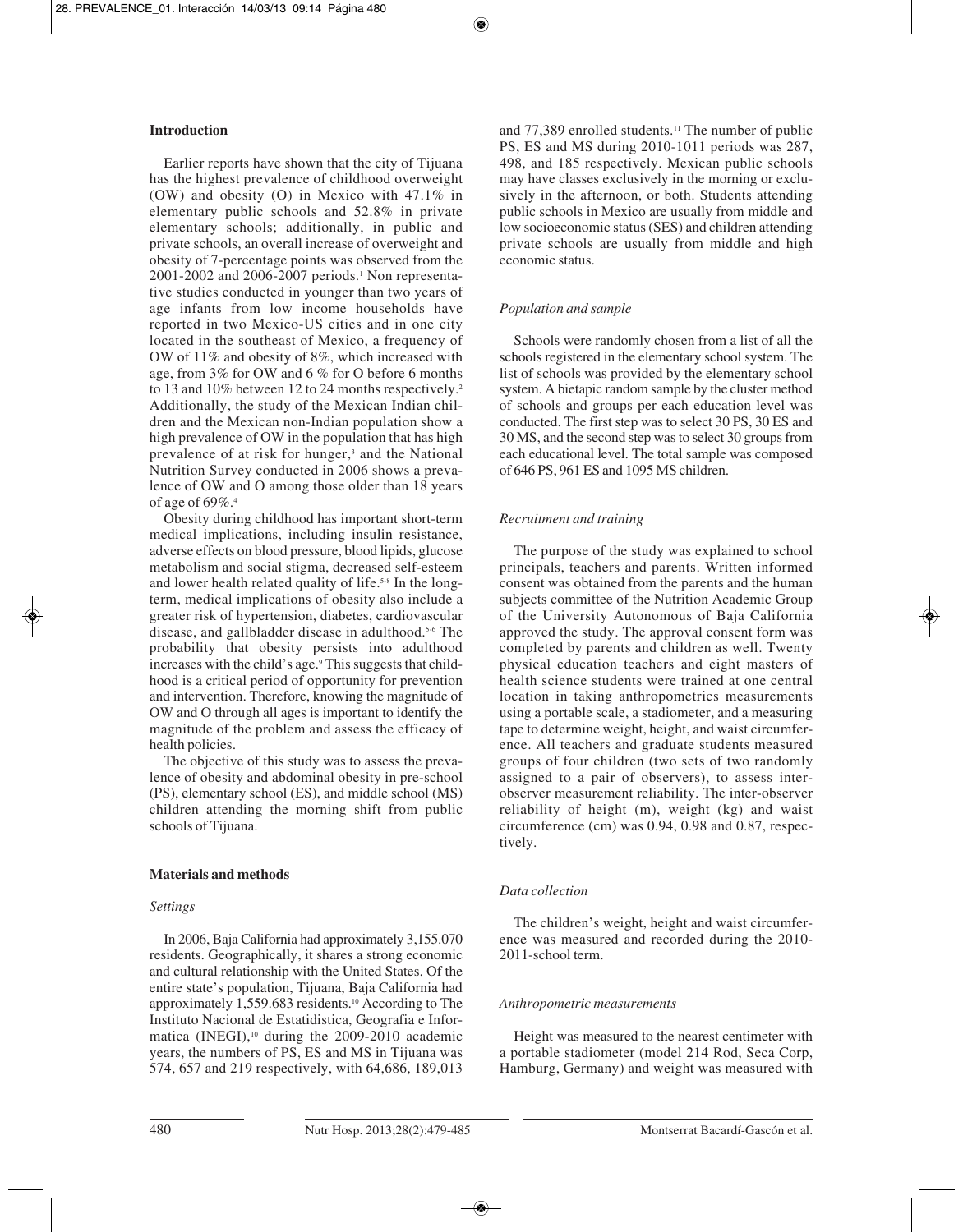## Introduction

Earlier reports have shown that the city of Tijuana has the highest prevalence of childhood overweight (OW) and obesity (O) in Mexico with 47.1% in elementary public schools and 52.8% in private elementary schools; additionally, in public and private schools, an overall increase of overweight and obesity of 7-percentage points was observed from the 2001-2002 and 2006-2007 periods.[1] Non representative studies conducted in younger than two years of age infants from low income households have reported in two Mexico-US cities and in one city located in the southeast of Mexico, a frequency of OW of 11% and obesity of 8%, which increased with age, from 3% for OW and 6 % for O before 6 months to 13 and 10% between 12 to 24 months respectively.[2] Additionally, the study of the Mexican Indian children and the Mexican non-Indian population show a high prevalence of OW in the population that has high prevalence of at risk for hunger,[3] and the National Nutrition Survey conducted in 2006 shows a prevalence of OW and O among those older than 18 years of age of 69%.[4]

Obesity during childhood has important short-term medical implications, including insulin resistance, adverse effects on blood pressure, blood lipids, glucose metabolism and social stigma, decreased self-esteem and lower health related quality of life.[5-8] In the long-term, medical implications of obesity also include a greater risk of hypertension, diabetes, cardiovascular disease, and gallbladder disease in adulthood.[5-6] The probability that obesity persists into adulthood increases with the child's age.[9] This suggests that childhood is a critical period of opportunity for prevention and intervention. Therefore, knowing the magnitude of OW and O through all ages is important to identify the magnitude of the problem and assess the efficacy of health policies.

The objective of this study was to assess the prevalence of obesity and abdominal obesity in pre-school (PS), elementary school (ES), and middle school (MS) children attending the morning shift from public schools of Tijuana.

## Materials and methods

### *Settings*

In 2006, Baja California had approximately 3,155.070 residents. Geographically, it shares a strong economic and cultural relationship with the United States. Of the entire state's population, Tijuana, Baja California had approximately 1,559.683 residents.[10] According to The Instituto Nacional de Estatidistica, Geografia e Informatica (INEGI),[10] during the 2009-2010 academic years, the numbers of PS, ES and MS in Tijuana was 574, 657 and 219 respectively, with 64,686, 189,013 and 77,389 enrolled students.[11] The number of public PS, ES and MS during 2010-1011 periods was 287, 498, and 185 respectively. Mexican public schools may have classes exclusively in the morning or exclusively in the afternoon, or both. Students attending public schools in Mexico are usually from middle and low socioeconomic status (SES) and children attending private schools are usually from middle and high economic status.

### *Population and sample*

Schools were randomly chosen from a list of all the schools registered in the elementary school system. The list of schools was provided by the elementary school system. A bietapic random sample by the cluster method of schools and groups per each education level was conducted. The first step was to select 30 PS, 30 ES and 30 MS, and the second step was to select 30 groups from each educational level. The total sample was composed of 646 PS, 961 ES and 1095 MS children.

### *Recruitment and training*

The purpose of the study was explained to school principals, teachers and parents. Written informed consent was obtained from the parents and the human subjects committee of the Nutrition Academic Group of the University Autonomous of Baja California approved the study. The approval consent form was completed by parents and children as well. Twenty physical education teachers and eight masters of health science students were trained at one central location in taking anthropometrics measurements using a portable scale, a stadiometer, and a measuring tape to determine weight, height, and waist circumference. All teachers and graduate students measured groups of four children (two sets of two randomly assigned to a pair of observers), to assess inter-observer measurement reliability. The inter-observer reliability of height (m), weight (kg) and waist circumference (cm) was 0.94, 0.98 and 0.87, respectively.

### *Data collection*

The children's weight, height and waist circumference was measured and recorded during the 2010-2011-school term.

### *Anthropometric measurements*

Height was measured to the nearest centimeter with a portable stadiometer (model 214 Rod, Seca Corp, Hamburg, Germany) and weight was measured with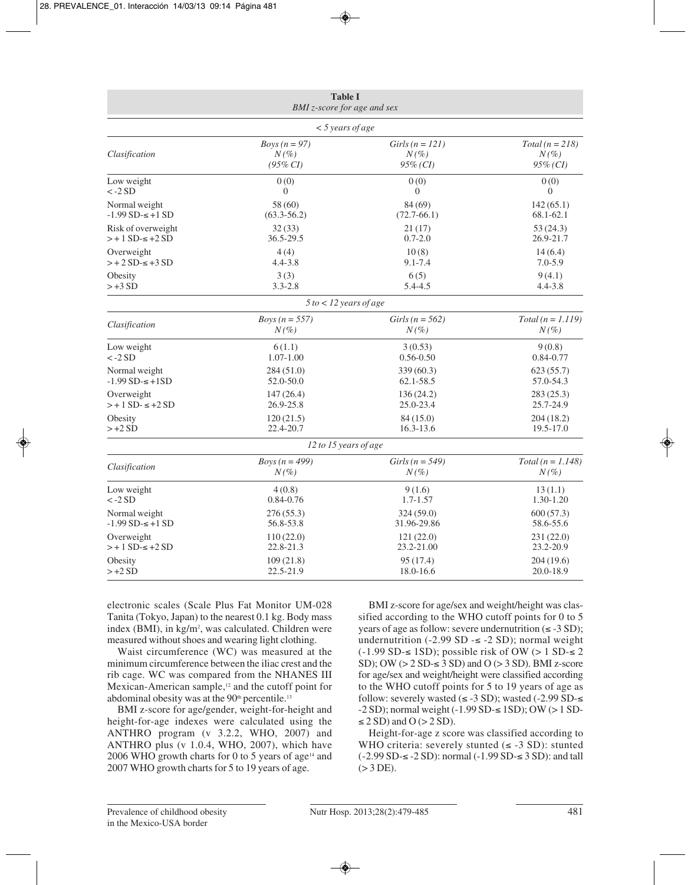**Table I**
*BMI z-score for age and sex*

| *< 5 years of age* | | | |
|---|---|---|---|
| *Clasification* | *Boys (n = 97)* *N (%)* *(95% CI)* | *Girls (n = 121)* *N (%)* *95% (CI)* | *Total (n = 218)* *N (%)* *95% (CI)* |
| Low weight < -2 SD | 0 (0) 0 | 0 (0) 0 | 0 (0) 0 |
| Normal weight -1.99 SD-≤ +1 SD | 58 (60) (63.3-56.2) | 84 (69) (72.7-66.1) | 142 (65.1) 68.1-62.1 |
| Risk of overweight > + 1 SD-≤ +2 SD | 32 (33) 36.5-29.5 | 21 (17) 0.7-2.0 | 53 (24.3) 26.9-21.7 |
| Overweight > + 2 SD-≤ +3 SD | 4 (4) 4.4-3.8 | 10 (8) 9.1-7.4 | 14 (6.4) 7.0-5.9 |
| Obesity > +3 SD | 3 (3) 3.3-2.8 | 6 (5) 5.4-4.5 | 9 (4.1) 4.4-3.8 |
| *5 to < 12 years of age* | | | |
| *Clasification* | *Boys (n = 557)* *N (%)* | *Girls (n = 562)* *N (%)* | *Total (n = 1.119)* *N (%)* |
| Low weight < -2 SD | 6 (1.1) 1.07-1.00 | 3 (0.53) 0.56-0.50 | 9 (0.8) 0.84-0.77 |
| Normal weight -1.99 SD-≤ +1SD | 284 (51.0) 52.0-50.0 | 339 (60.3) 62.1-58.5 | 623 (55.7) 57.0-54.3 |
| Overweight > + 1 SD- ≤ +2 SD | 147 (26.4) 26.9-25.8 | 136 (24.2) 25.0-23.4 | 283 (25.3) 25.7-24.9 |
| Obesity > +2 SD | 120 (21.5) 22.4-20.7 | 84 (15.0) 16.3-13.6 | 204 (18.2) 19.5-17.0 |
| *12 to 15 years of age* | | | |
| *Clasification* | *Boys (n = 499)* *N (%)* | *Girls (n = 549)* *N (%)* | *Total (n = 1.148)* *N (%)* |
| Low weight < -2 SD | 4 (0.8) 0.84-0.76 | 9 (1.6) 1.7-1.57 | 13 (1.1) 1.30-1.20 |
| Normal weight -1.99 SD-≤ +1 SD | 276 (55.3) 56.8-53.8 | 324 (59.0) 31.96-29.86 | 600 (57.3) 58.6-55.6 |
| Overweight > + 1 SD-≤ +2 SD | 110 (22.0) 22.8-21.3 | 121 (22.0) 23.2-21.00 | 231 (22.0) 23.2-20.9 |
| Obesity > +2 SD | 109 (21.8) 22.5-21.9 | 95 (17.4) 18.0-16.6 | 204 (19.6) 20.0-18.9 |

electronic scales (Scale Plus Fat Monitor UM-028 Tanita (Tokyo, Japan) to the nearest 0.1 kg. Body mass index (BMI), in kg/m$^2$, was calculated. Children were measured without shoes and wearing light clothing.

Waist circumference (WC) was measured at the minimum circumference between the iliac crest and the rib cage. WC was compared from the NHANES III Mexican-American sample,[12] and the cutoff point for abdominal obesity was at the 90$^{th}$ percentile.[13]

BMI z-score for age/gender, weight-for-height and height-for-age indexes were calculated using the ANTHRO program (v 3.2.2, WHO, 2007) and ANTHRO plus (v 1.0.4, WHO, 2007), which have 2006 WHO growth charts for 0 to 5 years of age[14] and 2007 WHO growth charts for 5 to 19 years of age.

BMI z-score for age/sex and weight/height was classified according to the WHO cutoff points for 0 to 5 years of age as follow: severe undernutrition (≤ -3 SD); undernutrition (-2.99 SD -≤ -2 SD); normal weight (-1.99 SD-≤ 1SD); possible risk of OW (> 1 SD-≤ 2 SD); OW (> 2 SD-≤ 3 SD) and O (> 3 SD). BMI z-score for age/sex and weight/height were classified according to the WHO cutoff points for 5 to 19 years of age as follow: severely wasted (≤ -3 SD); wasted (-2.99 SD-≤ -2 SD); normal weight (-1.99 SD-≤ 1SD); OW (> 1 SD-≤ 2 SD) and O (> 2 SD).

Height-for-age z score was classified according to WHO criteria: severely stunted (≤ -3 SD): stunted (-2.99 SD-≤ -2 SD): normal (-1.99 SD-≤ 3 SD): and tall (> 3 DE).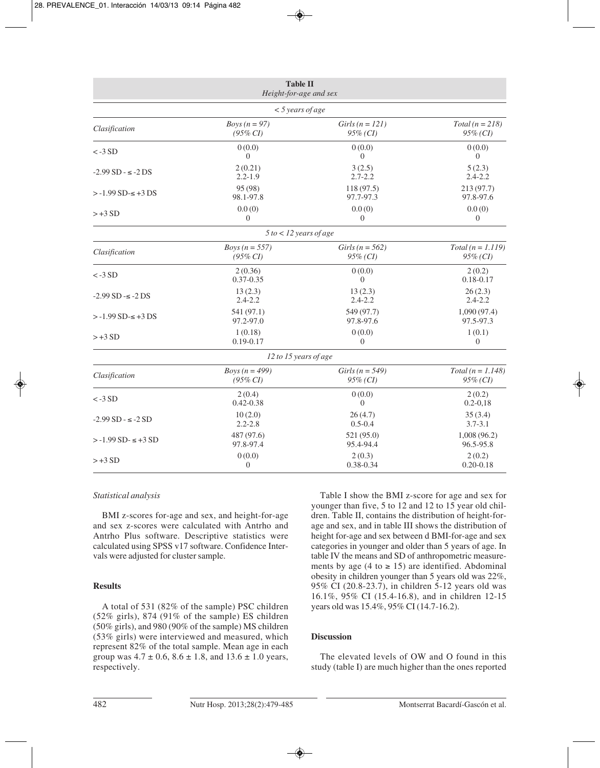**Table II**
*Height-for-age and sex*

| *< 5 years of age* | | | |
|---|---|---|---|
| *Clasification* | *Boys (n = 97) (95% CI)* | *Girls (n = 121) 95% (CI)* | *Total (n = 218) 95% (CI)* |
| < -3 SD | 0 (0.0) 0 | 0 (0.0) 0 | 0 (0.0) 0 |
| -2.99 SD - ≤ -2 DS | 2 (0.21) 2.2-1.9 | 3 (2.5) 2.7-2.2 | 5 (2.3) 2.4-2.2 |
| > -1.99 SD-≤ +3 DS | 95 (98) 98.1-97.8 | 118 (97.5) 97.7-97.3 | 213 (97.7) 97.8-97.6 |
| > +3 SD | 0.0 (0) 0 | 0.0 (0) 0 | 0.0 (0) 0 |
| *5 to < 12 years of age* | | | |
| *Clasification* | *Boys (n = 557) (95% CI)* | *Girls (n = 562) 95% (CI)* | *Total (n = 1.119) 95% (CI)* |
| < -3 SD | 2 (0.36) 0.37-0.35 | 0 (0.0) 0 | 2 (0.2) 0.18-0.17 |
| -2.99 SD -≤ -2 DS | 13 (2.3) 2.4-2.2 | 13 (2.3) 2.4-2.2 | 26 (2.3) 2.4-2.2 |
| > -1.99 SD-≤ +3 DS | 541 (97.1) 97.2-97.0 | 549 (97.7) 97.8-97.6 | 1,090 (97.4) 97.5-97.3 |
| > +3 SD | 1 (0.18) 0.19-0.17 | 0 (0.0) 0 | 1 (0.1) 0 |
| *12 to 15 years of age* | | | |
| *Clasification* | *Boys (n = 499) (95% CI)* | *Girls (n = 549) 95% (CI)* | *Total (n = 1.148) 95% (CI)* |
| < -3 SD | 2 (0.4) 0.42-0,38 | 0 (0.0) 0 | 2 (0.2) 0.2-0,18 |
| -2.99 SD - ≤ -2 SD | 10 (2.0) 2.2-2.8 | 26 (4.7) 0.5-0.4 | 35 (3.4) 3.7-3.1 |
| > -1.99 SD- ≤ +3 SD | 487 (97.6) 97.8-97.4 | 521 (95.0) 95.4-94.4 | 1,008 (96.2) 96.5-95.8 |
| > +3 SD | 0 (0.0) 0 | 2 (0.3) 0.38-0.34 | 2 (0.2) 0.20-0.18 |

*Statistical analysis*

BMI z-scores for-age and sex, and height-for-age and sex z-scores were calculated with Antrho and Antrho Plus software. Descriptive statistics were calculated using SPSS v17 software. Confidence Intervals were adjusted for cluster sample.

## Results

A total of 531 (82% of the sample) PSC children (52% girls), 874 (91% of the sample) ES children (50% girls), and 980 (90% of the sample) MS children (53% girls) were interviewed and measured, which represent 82% of the total sample. Mean age in each group was 4.7 ± 0.6, 8.6 ± 1.8, and 13.6 ± 1.0 years, respectively.

Table I show the BMI z-score for age and sex for younger than five, 5 to 12 and 12 to 15 year old children. Table II, contains the distribution of height-for-age and sex, and in table III shows the distribution of height for-age and sex between d BMI-for-age and sex categories in younger and older than 5 years of age. In table IV the means and SD of anthropometric measurements by age (4 to ≥ 15) are identified. Abdominal obesity in children younger than 5 years old was 22%, 95% CI (20.8-23.7), in children 5-12 years old was 16.1%, 95% CI (15.4-16.8), and in children 12-15 years old was 15.4%, 95% CI (14.7-16.2).

## Discussion

The elevated levels of OW and O found in this study (table I) are much higher than the ones reported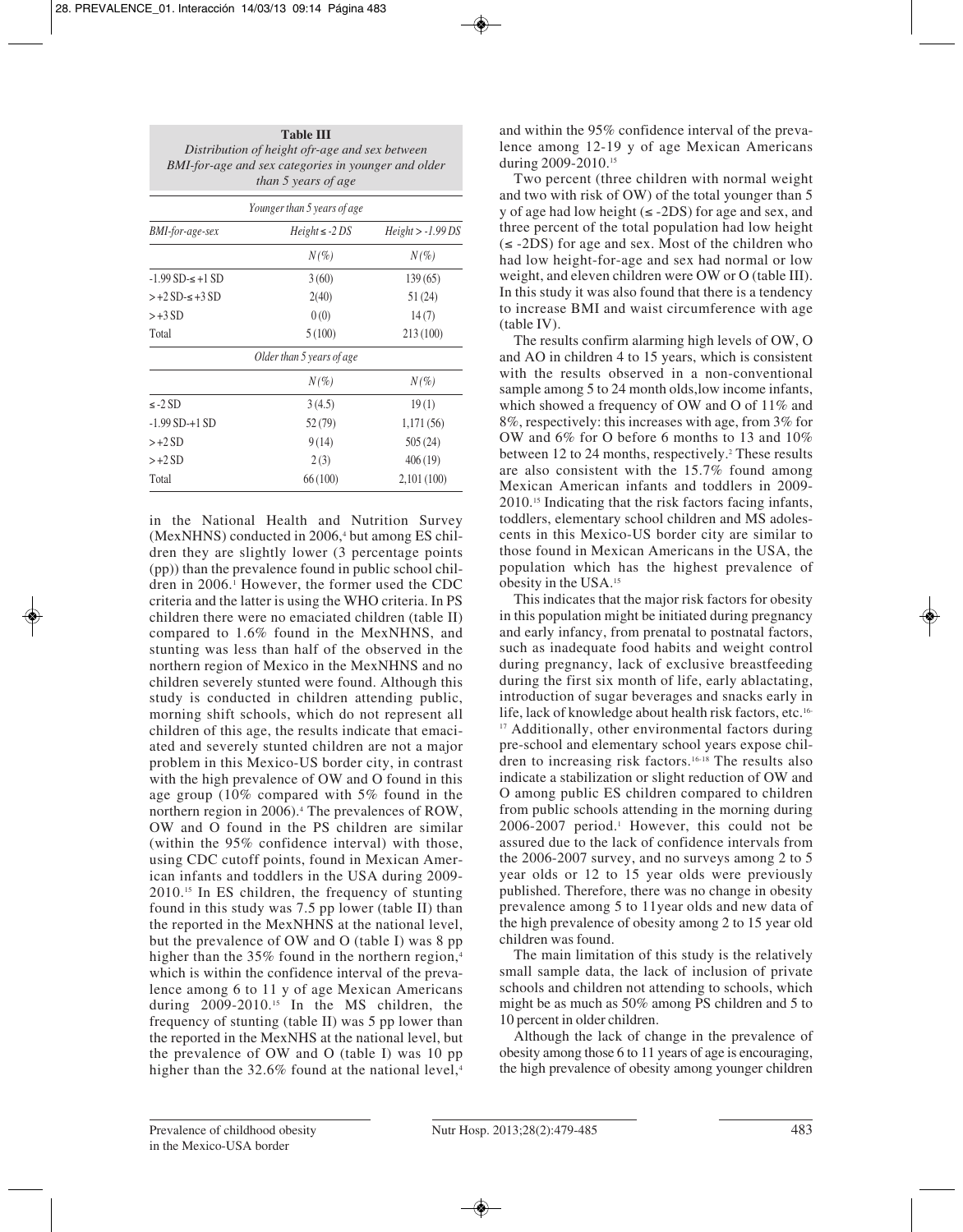**Table III**
*Distribution of height ofr-age and sex between BMI-for-age and sex categories in younger and older than 5 years of age*

| | *Younger than 5 years of age* | |
|---|---|---|
| *BMI-for-age-sex* | *Height ≤ -2 DS* | *Height > -1.99 DS* |
| | *N (%)* | *N (%)* |
| -1.99 SD-≤ +1 SD | 3 (60) | 139 (65) |
| > +2 SD-≤ +3 SD | 2(40) | 51 (24) |
| > +3 SD | 0 (0) | 14 (7) |
| Total | 5 (100) | 213 (100) |
| | *Older than 5 years of age* | |
| | *N (%)* | *N (%)* |
| ≤ -2 SD | 3 (4.5) | 19 (1) |
| -1.99 SD-+1 SD | 52 (79) | 1,171 (56) |
| > +2 SD | 9 (14) | 505 (24) |
| > +2 SD | 2 (3) | 406 (19) |
| Total | 66 (100) | 2,101 (100) |

in the National Health and Nutrition Survey (MexNHNS) conducted in 2006,[4] but among ES children they are slightly lower (3 percentage points (pp)) than the prevalence found in public school children in 2006.[1] However, the former used the CDC criteria and the latter is using the WHO criteria. In PS children there were no emaciated children (table II) compared to 1.6% found in the MexNHNS, and stunting was less than half of the observed in the northern region of Mexico in the MexNHNS and no children severely stunted were found. Although this study is conducted in children attending public, morning shift schools, which do not represent all children of this age, the results indicate that emaciated and severely stunted children are not a major problem in this Mexico-US border city, in contrast with the high prevalence of OW and O found in this age group (10% compared with 5% found in the northern region in 2006).[4] The prevalences of ROW, OW and O found in the PS children are similar (within the 95% confidence interval) with those, using CDC cutoff points, found in Mexican American infants and toddlers in the USA during 2009-2010.[15] In ES children, the frequency of stunting found in this study was 7.5 pp lower (table II) than the reported in the MexNHNS at the national level, but the prevalence of OW and O (table I) was 8 pp higher than the 35% found in the northern region,[4] which is within the confidence interval of the prevalence among 6 to 11 y of age Mexican Americans during 2009-2010.[15] In the MS children, the frequency of stunting (table II) was 5 pp lower than the reported in the MexNHS at the national level, but the prevalence of OW and O (table I) was 10 pp higher than the 32.6% found at the national level,[4] and within the 95% confidence interval of the prevalence among 12-19 y of age Mexican Americans during 2009-2010.[15]

Two percent (three children with normal weight and two with risk of OW) of the total younger than 5 y of age had low height (≤ -2DS) for age and sex, and three percent of the total population had low height (≤ -2DS) for age and sex. Most of the children who had low height-for-age and sex had normal or low weight, and eleven children were OW or O (table III). In this study it was also found that there is a tendency to increase BMI and waist circumference with age (table IV).

The results confirm alarming high levels of OW, O and AO in children 4 to 15 years, which is consistent with the results observed in a non-conventional sample among 5 to 24 month olds,low income infants, which showed a frequency of OW and O of 11% and 8%, respectively: this increases with age, from 3% for OW and 6% for O before 6 months to 13 and 10% between 12 to 24 months, respectively.[2] These results are also consistent with the 15.7% found among Mexican American infants and toddlers in 2009-2010.[15] Indicating that the risk factors facing infants, toddlers, elementary school children and MS adolescents in this Mexico-US border city are similar to those found in Mexican Americans in the USA, the population which has the highest prevalence of obesity in the USA.[15]

This indicates that the major risk factors for obesity in this population might be initiated during pregnancy and early infancy, from prenatal to postnatal factors, such as inadequate food habits and weight control during pregnancy, lack of exclusive breastfeeding during the first six month of life, early ablactating, introduction of sugar beverages and snacks early in life, lack of knowledge about health risk factors, etc.[16-17] Additionally, other environmental factors during pre-school and elementary school years expose children to increasing risk factors.[16-18] The results also indicate a stabilization or slight reduction of OW and O among public ES children compared to children from public schools attending in the morning during 2006-2007 period.[1] However, this could not be assured due to the lack of confidence intervals from the 2006-2007 survey, and no surveys among 2 to 5 year olds or 12 to 15 year olds were previously published. Therefore, there was no change in obesity prevalence among 5 to 11year olds and new data of the high prevalence of obesity among 2 to 15 year old children was found.

The main limitation of this study is the relatively small sample data, the lack of inclusion of private schools and children not attending to schools, which might be as much as 50% among PS children and 5 to 10 percent in older children.

Although the lack of change in the prevalence of obesity among those 6 to 11 years of age is encouraging, the high prevalence of obesity among younger children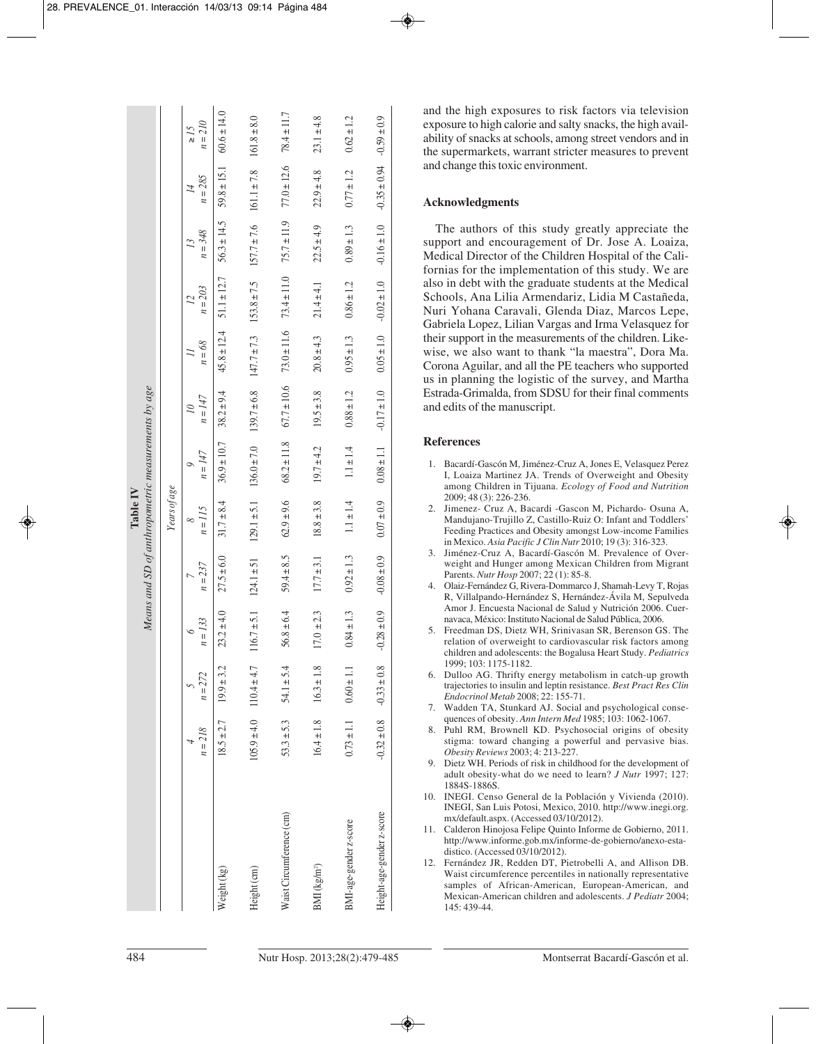**Table IV**
*Means and SD of anthropometric measurements by age*

| | Years of age | | | | | | | | | | | |
|---|---|---|---|---|---|---|---|---|---|---|---|---|
| | 4<br>n = 218 | 5<br>n = 272 | 6<br>n = 133 | 7<br>n = 237 | 8<br>n = 115 | 9<br>n = 147 | 10<br>n = 147 | 11<br>n = 68 | 12<br>n = 203 | 13<br>n = 348 | 14<br>n = 285 | ≥ 15<br>n = 210 |
| Weight (kg) | 18.5 ± 2.7 | 19.9 ± 3.2 | 23.2 ± 4.0 | 27.5 ± 6.0 | 31.7 ± 8.4 | 36.9 ± 10.7 | 38.2 ± 9.4 | 45.8 ± 12.4 | 51.1 ± 12.7 | 56.3 ± 14.5 | 59.8 ± 15.1 | 60.6 ± 14.0 |
| Height (cm) | 105.9 ± 4.0 | 110.4 ± 4.7 | 116.7 ± 5.1 | 124.1 ± 51 | 129.1 ± 5.1 | 136.0 ± 7.0 | 139.7 ± 6.8 | 147.7 ± 7.3 | 153.8 ± 7.5 | 157.7 ± 7.6 | 161.1 ± 7.8 | 161.8 ± 8.0 |
| Waist Circumference (cm) | 53.3 ± 5.3 | 54.1 ± 5.4 | 56.8 ± 6.4 | 59.4 ± 8.5 | 62.9 ± 9.6 | 68.2 ± 11.8 | 67.7 ± 10.6 | 73.0 ± 11.6 | 73.4 ± 11.0 | 75.7 ± 11.9 | 77.0 ± 12.6 | 78.4 ± 11.7 |
| BMI (kg/m²) | 16.4 ± 1.8 | 16.3 ± 1.8 | 17.0 ± 2.3 | 17.7 ± 3.1 | 18.8 ± 3.8 | 19.7 ± 4.2 | 19.5 ± 3.8 | 20.8 ± 4.3 | 21.4 ± 4.1 | 22.5 ± 4.9 | 22.9 ± 4.8 | 23.1 ± 4.8 |
| BMI-age-gender z-score | 0.73 ± 1.1 | 0.60 ± 1.1 | 0.84 ± 1.3 | 0.92 ± 1.3 | 1.1 ± 1.4 | 1.1 ± 1.4 | 0.88 ± 1.2 | 0.95 ± 1.3 | 0.86 ± 1.2 | 0.89 ± 1.3 | 0.77 ± 1.2 | 0.62 ± 1.2 |
| Height-age-gender z-score | -0.32 ± 0.8 | -0.33 ± 0.8 | -0.28 ± 0.9 | -0.08 ± 0.9 | 0.07 ± 0.9 | 0.08 ± 1.1 | -0.17 ± 1.0 | 0.05 ± 1.0 | -0.02 ± 1.0 | -0.16 ± 1.0 | -0.35 ± 0.94 | -0.59 ± 0.9 |

and the high exposures to risk factors via television exposure to high calorie and salty snacks, the high availability of snacks at schools, among street vendors and in the supermarkets, warrant stricter measures to prevent and change this toxic environment.

## Acknowledgments

The authors of this study greatly appreciate the support and encouragement of Dr. Jose A. Loaiza, Medical Director of the Children Hospital of the Californias for the implementation of this study. We are also in debt with the graduate students at the Medical Schools, Ana Lilia Armendariz, Lidia M Castañeda, Nuri Yohana Caravali, Glenda Diaz, Marcos Lepe, Gabriela Lopez, Lilian Vargas and Irma Velasquez for their support in the measurements of the children. Likewise, we also want to thank "la maestra", Dora Ma. Corona Aguilar, and all the PE teachers who supported us in planning the logistic of the survey, and Martha Estrada-Grimalda, from SDSU for their final comments and edits of the manuscript.

## References

1. Bacardí-Gascón M, Jiménez-Cruz A, Jones E, Velasquez Perez I, Loaiza Martinez JA. Trends of Overweight and Obesity among Children in Tijuana. *Ecology of Food and Nutrition* 2009; 48 (3): 226-236.
2. Jimenez- Cruz A, Bacardi -Gascon M, Pichardo- Osuna A, Mandujano-Trujillo Z, Castillo-Ruiz O: Infant and Toddlers' Feeding Practices and Obesity amongst Low-income Families in Mexico. *Asia Pacific J Clin Nutr* 2010; 19 (3): 316-323.
3. Jiménez-Cruz A, Bacardí-Gascón M. Prevalence of Overweight and Hunger among Mexican Children from Migrant Parents. *Nutr Hosp* 2007; 22 (1): 85-8.
4. Olaiz-Fernández G, Rivera-Dommarco J, Shamah-Levy T, Rojas R, Villalpando-Hernández S, Hernández-Ávila M, Sepulveda Amor J. Encuesta Nacional de Salud y Nutrición 2006. Cuernavaca, México: Instituto Nacional de Salud Pública, 2006.
5. Freedman DS, Dietz WH, Srinivasan SR, Berenson GS. The relation of overweight to cardiovascular risk factors among children and adolescents: the Bogalusa Heart Study. *Pediatrics* 1999; 103: 1175-1182.
6. Dulloo AG. Thrifty energy metabolism in catch-up growth trajectories to insulin and leptin resistance. *Best Pract Res Clin Endocrinol Metab* 2008; 22: 155-71.
7. Wadden TA, Stunkard AJ. Social and psychological consequences of obesity. *Ann Intern Med* 1985; 103: 1062-1067.
8. Puhl RM, Brownell KD. Psychosocial origins of obesity stigma: toward changing a powerful and pervasive bias. *Obesity Reviews* 2003; 4: 213-227.
9. Dietz WH. Periods of risk in childhood for the development of adult obesity-what do we need to learn? *J Nutr* 1997; 127: 1884S-1886S.
10. INEGI. Censo General de la Población y Vivienda (2010). INEGI, San Luis Potosi, Mexico, 2010. http://www.inegi.org.mx/default.aspx. (Accessed 03/10/2012).
11. Calderon Hinojosa Felipe Quinto Informe de Gobierno, 2011. http://www.informe.gob.mx/informe-de-gobierno/anexo-estadistico. (Accessed 03/10/2012).
12. Fernández JR, Redden DT, Pietrobelli A, and Allison DB. Waist circumference percentiles in nationally representative samples of African-American, European-American, and Mexican-American children and adolescents. *J Pediatr* 2004; 145: 439-44.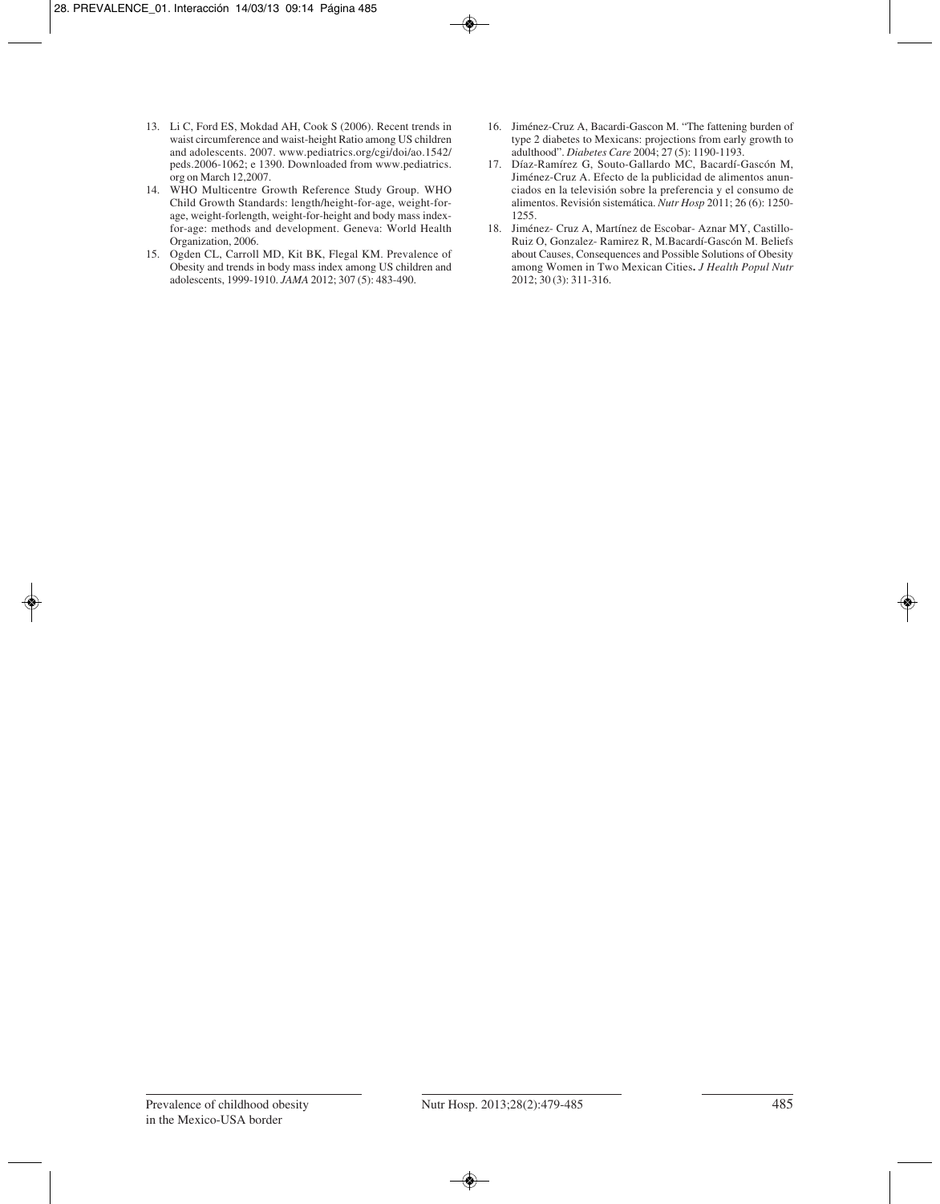13. Li C, Ford ES, Mokdad AH, Cook S (2006). Recent trends in waist circumference and waist-height Ratio among US children and adolescents. 2007. www.pediatrics.org/cgi/doi/ao.1542/peds.2006-1062; e 1390. Downloaded from www.pediatrics.org on March 12,2007.
14. WHO Multicentre Growth Reference Study Group. WHO Child Growth Standards: length/height-for-age, weight-for-age, weight-forlength, weight-for-height and body mass index-for-age: methods and development. Geneva: World Health Organization, 2006.
15. Ogden CL, Carroll MD, Kit BK, Flegal KM. Prevalence of Obesity and trends in body mass index among US children and adolescents, 1999-1910. *JAMA* 2012; 307 (5): 483-490.
16. Jiménez-Cruz A, Bacardi-Gascon M. "The fattening burden of type 2 diabetes to Mexicans: projections from early growth to adulthood". *Diabetes Care* 2004; 27 (5): 1190-1193.
17. Díaz-Ramírez G, Souto-Gallardo MC, Bacardí-Gascón M, Jiménez-Cruz A. Efecto de la publicidad de alimentos anunciados en la televisión sobre la preferencia y el consumo de alimentos. Revisión sistemática. *Nutr Hosp* 2011; 26 (6): 1250-1255.
18. Jiménez- Cruz A, Martínez de Escobar- Aznar MY, Castillo-Ruiz O, Gonzalez- Ramirez R, M.Bacardí-Gascón M. Beliefs about Causes, Consequences and Possible Solutions of Obesity among Women in Two Mexican Cities. *J Health Popul Nutr* 2012; 30 (3): 311-316.